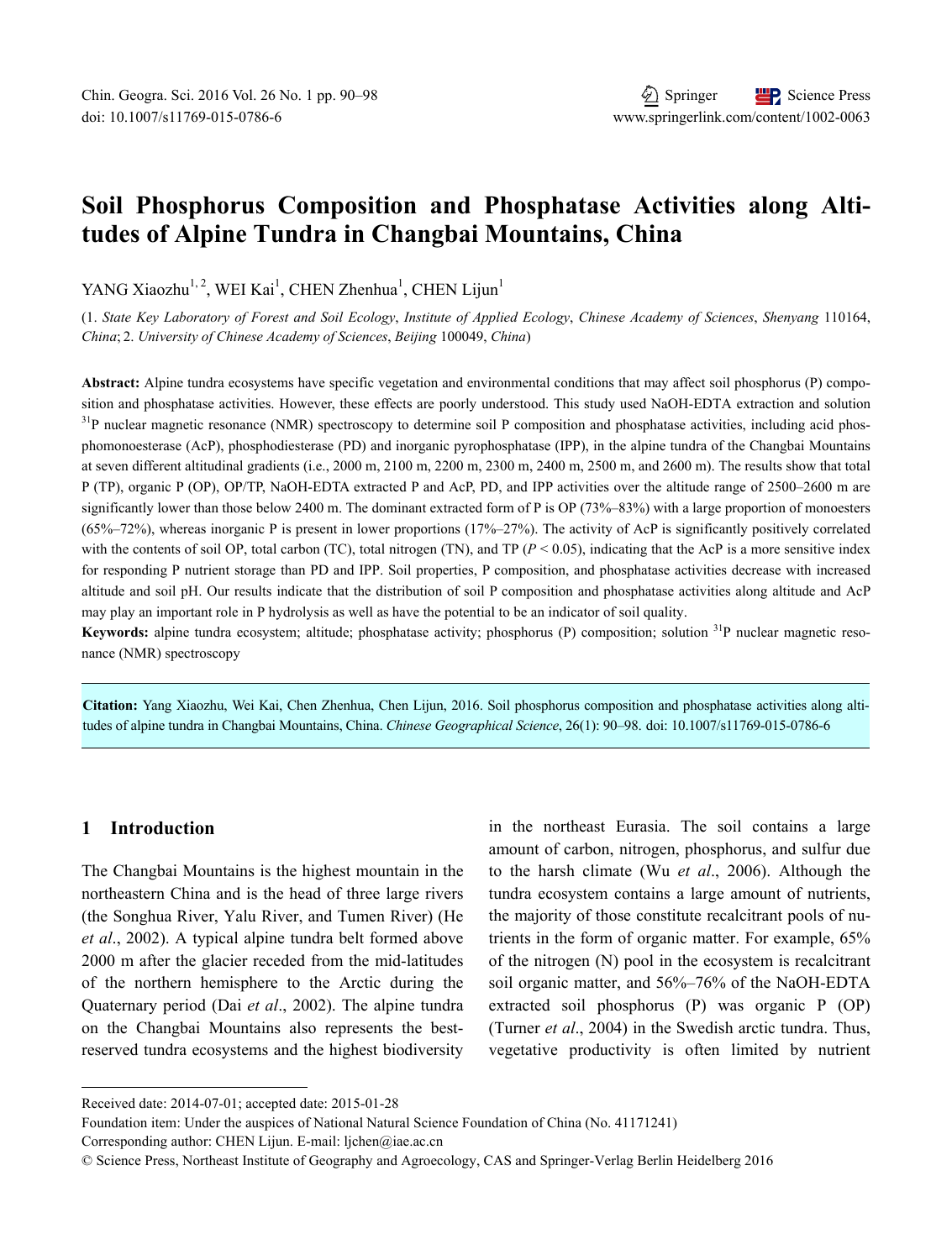# Soil Phosphorus Composition and Phosphatase Activities along Altitudes of Alpine Tundra in Changbai Mountains, China

YANG Xiaozhu[1, 2], WEI Kai[1], CHEN Zhenhua[1], CHEN Lijun[1]

(1. *State Key Laboratory of Forest and Soil Ecology*, *Institute of Applied Ecology*, *Chinese Academy of Sciences*, *Shenyang* 110164, *China*; 2. *University of Chinese Academy of Sciences*, *Beijing* 100049, *China*)

**Abstract:** Alpine tundra ecosystems have specific vegetation and environmental conditions that may affect soil phosphorus (P) composition and phosphatase activities. However, these effects are poorly understood. This study used NaOH-EDTA extraction and solution $^{31}$P nuclear magnetic resonance (NMR) spectroscopy to determine soil P composition and phosphatase activities, including acid phosphomonoesterase (AcP), phosphodiesterase (PD) and inorganic pyrophosphatase (IPP), in the alpine tundra of the Changbai Mountains at seven different altitudinal gradients (i.e., 2000 m, 2100 m, 2200 m, 2300 m, 2400 m, 2500 m, and 2600 m). The results show that total P (TP), organic P (OP), OP/TP, NaOH-EDTA extracted P and AcP, PD, and IPP activities over the altitude range of 2500–2600 m are significantly lower than those below 2400 m. The dominant extracted form of P is OP (73%–83%) with a large proportion of monoesters (65%–72%), whereas inorganic P is present in lower proportions (17%–27%). The activity of AcP is significantly positively correlated with the contents of soil OP, total carbon (TC), total nitrogen (TN), and TP ($P < 0.05$), indicating that the AcP is a more sensitive index for responding P nutrient storage than PD and IPP. Soil properties, P composition, and phosphatase activities decrease with increased altitude and soil pH. Our results indicate that the distribution of soil P composition and phosphatase activities along altitude and AcP may play an important role in P hydrolysis as well as have the potential to be an indicator of soil quality.

**Keywords:** alpine tundra ecosystem; altitude; phosphatase activity; phosphorus (P) composition; solution $^{31}$P nuclear magnetic resonance (NMR) spectroscopy

**Citation:** Yang Xiaozhu, Wei Kai, Chen Zhenhua, Chen Lijun, 2016. Soil phosphorus composition and phosphatase activities along altitudes of alpine tundra in Changbai Mountains, China. *Chinese Geographical Science*, 26(1): 90–98. doi: 10.1007/s11769-015-0786-6

## 1 Introduction

The Changbai Mountains is the highest mountain in the northeastern China and is the head of three large rivers (the Songhua River, Yalu River, and Tumen River) (He *et al*., 2002). A typical alpine tundra belt formed above 2000 m after the glacier receded from the mid-latitudes of the northern hemisphere to the Arctic during the Quaternary period (Dai *et al*., 2002). The alpine tundra on the Changbai Mountains also represents the best-reserved tundra ecosystems and the highest biodiversity in the northeast Eurasia. The soil contains a large amount of carbon, nitrogen, phosphorus, and sulfur due to the harsh climate (Wu *et al*., 2006). Although the tundra ecosystem contains a large amount of nutrients, the majority of those constitute recalcitrant pools of nutrients in the form of organic matter. For example, 65% of the nitrogen (N) pool in the ecosystem is recalcitrant soil organic matter, and 56%–76% of the NaOH-EDTA extracted soil phosphorus (P) was organic P (OP) (Turner *et al*., 2004) in the Swedish arctic tundra. Thus, vegetative productivity is often limited by nutrient

---

Received date: 2014-07-01; accepted date: 2015-01-28

Foundation item: Under the auspices of National Natural Science Foundation of China (No. 41171241)

Corresponding author: CHEN Lijun. E-mail: ljchen@iae.ac.cn

© Science Press, Northeast Institute of Geography and Agroecology, CAS and Springer-Verlag Berlin Heidelberg 2016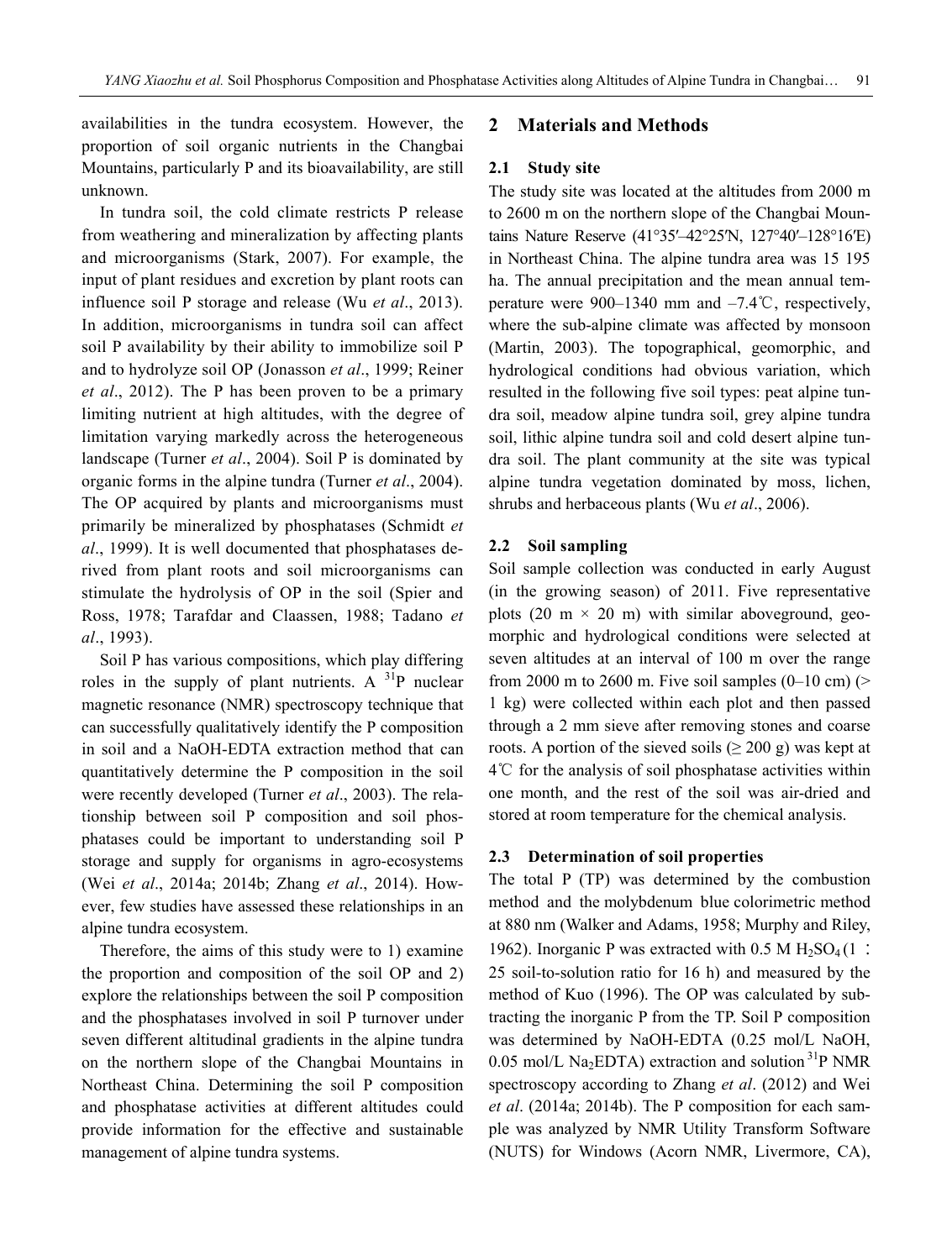availabilities in the tundra ecosystem. However, the proportion of soil organic nutrients in the Changbai Mountains, particularly P and its bioavailability, are still unknown.

In tundra soil, the cold climate restricts P release from weathering and mineralization by affecting plants and microorganisms (Stark, 2007). For example, the input of plant residues and excretion by plant roots can influence soil P storage and release (Wu *et al*., 2013). In addition, microorganisms in tundra soil can affect soil P availability by their ability to immobilize soil P and to hydrolyze soil OP (Jonasson *et al*., 1999; Reiner *et al*., 2012). The P has been proven to be a primary limiting nutrient at high altitudes, with the degree of limitation varying markedly across the heterogeneous landscape (Turner *et al*., 2004). Soil P is dominated by organic forms in the alpine tundra (Turner *et al*., 2004). The OP acquired by plants and microorganisms must primarily be mineralized by phosphatases (Schmidt *et al*., 1999). It is well documented that phosphatases derived from plant roots and soil microorganisms can stimulate the hydrolysis of OP in the soil (Spier and Ross, 1978; Tarafdar and Claassen, 1988; Tadano *et al*., 1993).

Soil P has various compositions, which play differing roles in the supply of plant nutrients. A $^{31}$P nuclear magnetic resonance (NMR) spectroscopy technique that can successfully qualitatively identify the P composition in soil and a NaOH-EDTA extraction method that can quantitatively determine the P composition in the soil were recently developed (Turner *et al*., 2003). The relationship between soil P composition and soil phosphatases could be important to understanding soil P storage and supply for organisms in agro-ecosystems (Wei *et al*., 2014a; 2014b; Zhang *et al*., 2014). However, few studies have assessed these relationships in an alpine tundra ecosystem.

Therefore, the aims of this study were to 1) examine the proportion and composition of the soil OP and 2) explore the relationships between the soil P composition and the phosphatases involved in soil P turnover under seven different altitudinal gradients in the alpine tundra on the northern slope of the Changbai Mountains in Northeast China. Determining the soil P composition and phosphatase activities at different altitudes could provide information for the effective and sustainable management of alpine tundra systems.

## 2 Materials and Methods

### 2.1 Study site

The study site was located at the altitudes from 2000 m to 2600 m on the northern slope of the Changbai Mountains Nature Reserve (41°35′–42°25′N, 127°40′–128°16′E) in Northeast China. The alpine tundra area was 15 195 ha. The annual precipitation and the mean annual temperature were 900–1340 mm and –7.4℃, respectively, where the sub-alpine climate was affected by monsoon (Martin, 2003). The topographical, geomorphic, and hydrological conditions had obvious variation, which resulted in the following five soil types: peat alpine tundra soil, meadow alpine tundra soil, grey alpine tundra soil, lithic alpine tundra soil and cold desert alpine tundra soil. The plant community at the site was typical alpine tundra vegetation dominated by moss, lichen, shrubs and herbaceous plants (Wu *et al*., 2006).

### 2.2 Soil sampling

Soil sample collection was conducted in early August (in the growing season) of 2011. Five representative plots (20 m × 20 m) with similar aboveground, geomorphic and hydrological conditions were selected at seven altitudes at an interval of 100 m over the range from 2000 m to 2600 m. Five soil samples (0–10 cm) (> 1 kg) were collected within each plot and then passed through a 2 mm sieve after removing stones and coarse roots. A portion of the sieved soils (≥ 200 g) was kept at 4℃ for the analysis of soil phosphatase activities within one month, and the rest of the soil was air-dried and stored at room temperature for the chemical analysis.

### 2.3 Determination of soil properties

The total P (TP) was determined by the combustion method and the molybdenum blue colorimetric method at 880 nm (Walker and Adams, 1958; Murphy and Riley, 1962). Inorganic P was extracted with 0.5 M $H_2SO_4$ (1 ∶ 25 soil-to-solution ratio for 16 h) and measured by the method of Kuo (1996). The OP was calculated by subtracting the inorganic P from the TP. Soil P composition was determined by NaOH-EDTA (0.25 mol/L NaOH, 0.05 mol/L $Na_2EDTA$) extraction and solution $^{31}$P NMR spectroscopy according to Zhang *et al*. (2012) and Wei *et al*. (2014a; 2014b). The P composition for each sample was analyzed by NMR Utility Transform Software (NUTS) for Windows (Acorn NMR, Livermore, CA),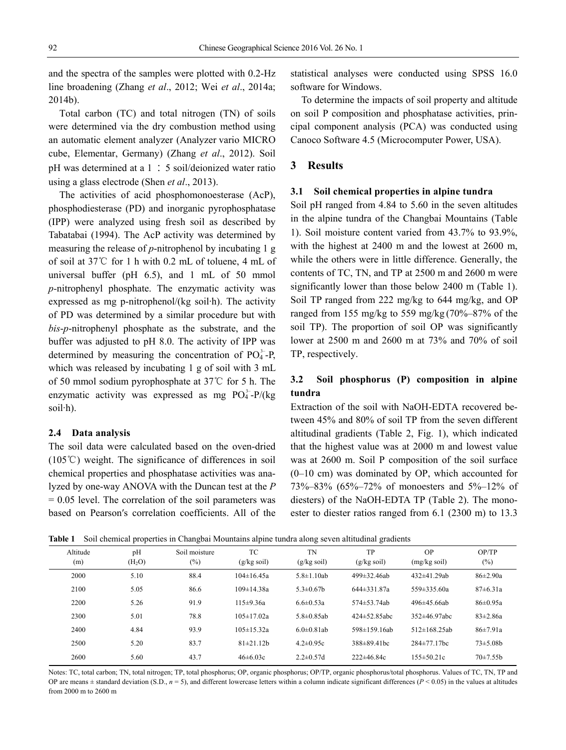and the spectra of the samples were plotted with 0.2-Hz line broadening (Zhang *et al*., 2012; Wei *et al*., 2014a; 2014b).

Total carbon (TC) and total nitrogen (TN) of soils were determined via the dry combustion method using an automatic element analyzer (Analyzer vario MICRO cube, Elementar, Germany) (Zhang *et al*., 2012). Soil pH was determined at a 1 ∶ 5 soil/deionized water ratio using a glass electrode (Shen *et al*., 2013).

The activities of acid phosphomonoesterase (AcP), phosphodiesterase (PD) and inorganic pyrophosphatase (IPP) were analyzed using fresh soil as described by Tabatabai (1994). The AcP activity was determined by measuring the release of *p*-nitrophenol by incubating 1 g of soil at 37℃ for 1 h with 0.2 mL of toluene, 4 mL of universal buffer (pH 6.5), and 1 mL of 50 mmol *p*-nitrophenyl phosphate. The enzymatic activity was expressed as mg p-nitrophenol/(kg soil·h). The activity of PD was determined by a similar procedure but with *bis*-*p*-nitrophenyl phosphate as the substrate, and the buffer was adjusted to pH 8.0. The activity of IPP was determined by measuring the concentration of $PO_4^{3-}$-P, which was released by incubating 1 g of soil with 3 mL of 50 mmol sodium pyrophosphate at 37℃ for 5 h. The enzymatic activity was expressed as mg $PO_4^{3-}$-P/(kg soil·h).

### 2.4 Data analysis

The soil data were calculated based on the oven-dried (105℃) weight. The significance of differences in soil chemical properties and phosphatase activities was analyzed by one-way ANOVA with the Duncan test at the $P = 0.05$ level. The correlation of the soil parameters was based on Pearson′s correlation coefficients. All of the statistical analyses were conducted using SPSS 16.0 software for Windows.

To determine the impacts of soil property and altitude on soil P composition and phosphatase activities, principal component analysis (PCA) was conducted using Canoco Software 4.5 (Microcomputer Power, USA).

## 3 Results

### 3.1 Soil chemical properties in alpine tundra

Soil pH ranged from 4.84 to 5.60 in the seven altitudes in the alpine tundra of the Changbai Mountains (Table 1). Soil moisture content varied from 43.7% to 93.9%, with the highest at 2400 m and the lowest at 2600 m, while the others were in little difference. Generally, the contents of TC, TN, and TP at 2500 m and 2600 m were significantly lower than those below 2400 m (Table 1). Soil TP ranged from 222 mg/kg to 644 mg/kg, and OP ranged from 155 mg/kg to 559 mg/kg (70%–87% of the soil TP). The proportion of soil OP was significantly lower at 2500 m and 2600 m at 73% and 70% of soil TP, respectively.

### 3.2 Soil phosphorus (P) composition in alpine tundra

Extraction of the soil with NaOH-EDTA recovered between 45% and 80% of soil TP from the seven different altitudinal gradients (Table 2, Fig. 1), which indicated that the highest value was at 2000 m and lowest value was at 2600 m. Soil P composition of the soil surface (0–10 cm) was dominated by OP, which accounted for 73%–83% (65%–72% of monoesters and 5%–12% of diesters) of the NaOH-EDTA TP (Table 2). The monoester to diester ratios ranged from 6.1 (2300 m) to 13.3

**Table 1** Soil chemical properties in Changbai Mountains alpine tundra along seven altitudinal gradients

| Altitude (m) | pH ($H_2O$) | Soil moisture (%) | TC (g/kg soil) | TN (g/kg soil) | TP (g/kg soil) | OP (mg/kg soil) | OP/TP (%) |
|---|---|---|---|---|---|---|---|
| 2000 | 5.10 | 88.4 | 104±16.45a | 5.8±1.10ab | 499±32.46ab | 432±41.29ab | 86±2.90a |
| 2100 | 5.05 | 86.6 | 109±14.38a | 5.3±0.67b | 644±331.87a | 559±335.60a | 87±6.31a |
| 2200 | 5.26 | 91.9 | 115±9.36a | 6.6±0.53a | 574±53.74ab | 496±45.66ab | 86±0.95a |
| 2300 | 5.01 | 78.8 | 105±17.02a | 5.8±0.85ab | 424±52.85abc | 352±46.97abc | 83±2.86a |
| 2400 | 4.84 | 93.9 | 105±15.32a | 6.0±0.81ab | 598±159.16ab | 512±168.25ab | 86±7.91a |
| 2500 | 5.20 | 83.7 | 81±21.12b | 4.2±0.95c | 388±89.41bc | 284±77.17bc | 73±5.08b |
| 2600 | 5.60 | 43.7 | 46±6.03c | 2.2±0.57d | 222±46.84c | 155±50.21c | 70±7.55b |

Notes: TC, total carbon; TN, total nitrogen; TP, total phosphorus; OP, organic phosphorus; OP/TP, organic phosphorus/total phosphorus. Values of TC, TN, TP and OP are means ± standard deviation (S.D., $n = 5$), and different lowercase letters within a column indicate significant differences ($P < 0.05$) in the values at altitudes from 2000 m to 2600 m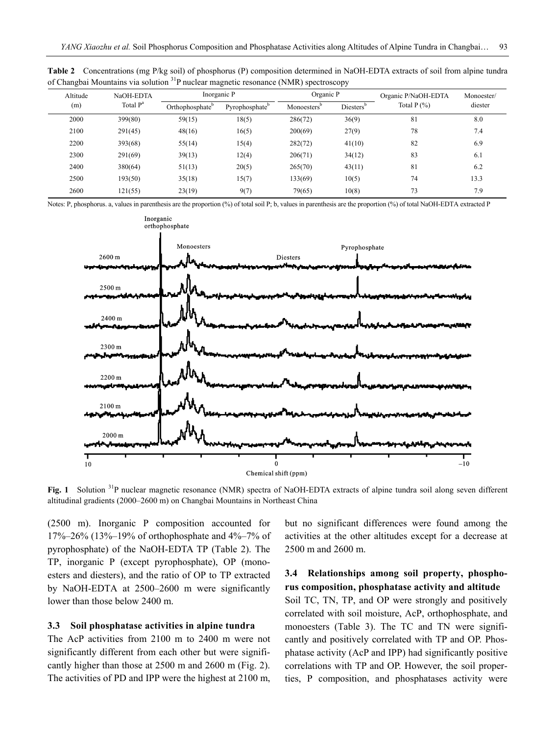**Table 2** Concentrations (mg P/kg soil) of phosphorus (P) composition determined in NaOH-EDTA extracts of soil from alpine tundra of Changbai Mountains via solution $^{31}P$ nuclear magnetic resonance (NMR) spectroscopy

| Altitude (m) | NaOH-EDTA Total P[a] | Inorganic P | | Organic P | | Organic P/NaOH-EDTA Total P (%) | Monoester/ diester |
|---|---|---|---|---|---|---|---|
| | | Orthophosphate[b] | Pyrophosphate[b] | Monoesters[b] | Diesters[b] | | |
| 2000 | 399(80) | 59(15) | 18(5) | 286(72) | 36(9) | 81 | 8.0 |
| 2100 | 291(45) | 48(16) | 16(5) | 200(69) | 27(9) | 78 | 7.4 |
| 2200 | 393(68) | 55(14) | 15(4) | 282(72) | 41(10) | 82 | 6.9 |
| 2300 | 291(69) | 39(13) | 12(4) | 206(71) | 34(12) | 83 | 6.1 |
| 2400 | 380(64) | 51(13) | 20(5) | 265(70) | 43(11) | 81 | 6.2 |
| 2500 | 193(50) | 35(18) | 15(7) | 133(69) | 10(5) | 74 | 13.3 |
| 2600 | 121(55) | 23(19) | 9(7) | 79(65) | 10(8) | 73 | 7.9 |

Notes: P, phosphorus. a, values in parenthesis are the proportion (%) of total soil P; b, values in parenthesis are the proportion (%) of total NaOH-EDTA extracted P

**Fig. 1** Solution $^{31}P$ nuclear magnetic resonance (NMR) spectra of NaOH-EDTA extracts of alpine tundra soil along seven different altitudinal gradients (2000–2600 m) on Changbai Mountains in Northeast China

(2500 m). Inorganic P composition accounted for 17%–26% (13%–19% of orthophosphate and 4%–7% of pyrophosphate) of the NaOH-EDTA TP (Table 2). The TP, inorganic P (except pyrophosphate), OP (monoesters and diesters), and the ratio of OP to TP extracted by NaOH-EDTA at 2500–2600 m were significantly lower than those below 2400 m.

### 3.3 Soil phosphatase activities in alpine tundra

The AcP activities from 2100 m to 2400 m were not significantly different from each other but were significantly higher than those at 2500 m and 2600 m (Fig. 2). The activities of PD and IPP were the highest at 2100 m, but no significant differences were found among the activities at the other altitudes except for a decrease at 2500 m and 2600 m.

### 3.4 Relationships among soil property, phosphorus composition, phosphatase activity and altitude

Soil TC, TN, TP, and OP were strongly and positively correlated with soil moisture, AcP, orthophosphate, and monoesters (Table 3). The TC and TN were significantly and positively correlated with TP and OP. Phosphatase activity (AcP and IPP) had significantly positive correlations with TP and OP. However, the soil properties, P composition, and phosphatases activity were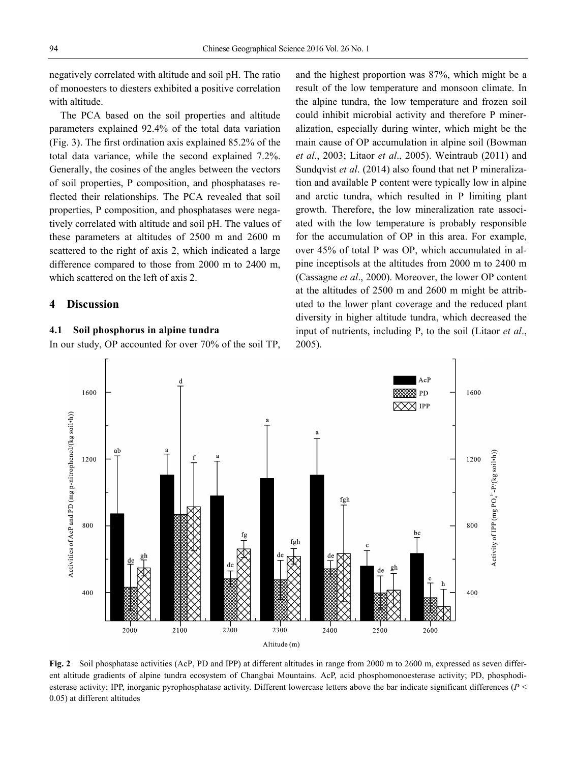negatively correlated with altitude and soil pH. The ratio of monoesters to diesters exhibited a positive correlation with altitude.

The PCA based on the soil properties and altitude parameters explained 92.4% of the total data variation (Fig. 3). The first ordination axis explained 85.2% of the total data variance, while the second explained 7.2%. Generally, the cosines of the angles between the vectors of soil properties, P composition, and phosphatases reflected their relationships. The PCA revealed that soil properties, P composition, and phosphatases were negatively correlated with altitude and soil pH. The values of these parameters at altitudes of 2500 m and 2600 m scattered to the right of axis 2, which indicated a large difference compared to those from 2000 m to 2400 m, which scattered on the left of axis 2.

## 4 Discussion

### 4.1 Soil phosphorus in alpine tundra

In our study, OP accounted for over 70% of the soil TP, and the highest proportion was 87%, which might be a result of the low temperature and monsoon climate. In the alpine tundra, the low temperature and frozen soil could inhibit microbial activity and therefore P mineralization, especially during winter, which might be the main cause of OP accumulation in alpine soil (Bowman *et al*., 2003; Litaor *et al*., 2005). Weintraub (2011) and Sundqvist *et al*. (2014) also found that net P mineralization and available P content were typically low in alpine and arctic tundra, which resulted in P limiting plant growth. Therefore, the low mineralization rate associated with the low temperature is probably responsible for the accumulation of OP in this area. For example, over 45% of total P was OP, which accumulated in alpine inceptisols at the altitudes from 2000 m to 2400 m (Cassagne *et al*., 2000). Moreover, the lower OP content at the altitudes of 2500 m and 2600 m might be attributed to the lower plant coverage and the reduced plant diversity in higher altitude tundra, which decreased the input of nutrients, including P, to the soil (Litaor *et al*., 2005).

**Fig. 2** Soil phosphatase activities (AcP, PD and IPP) at different altitudes in range from 2000 m to 2600 m, expressed as seven different altitude gradients of alpine tundra ecosystem of Changbai Mountains. AcP, acid phosphomonoesterase activity; PD, phosphodiesterase activity; IPP, inorganic pyrophosphatase activity. Different lowercase letters above the bar indicate significant differences ($P < 0.05$) at different altitudes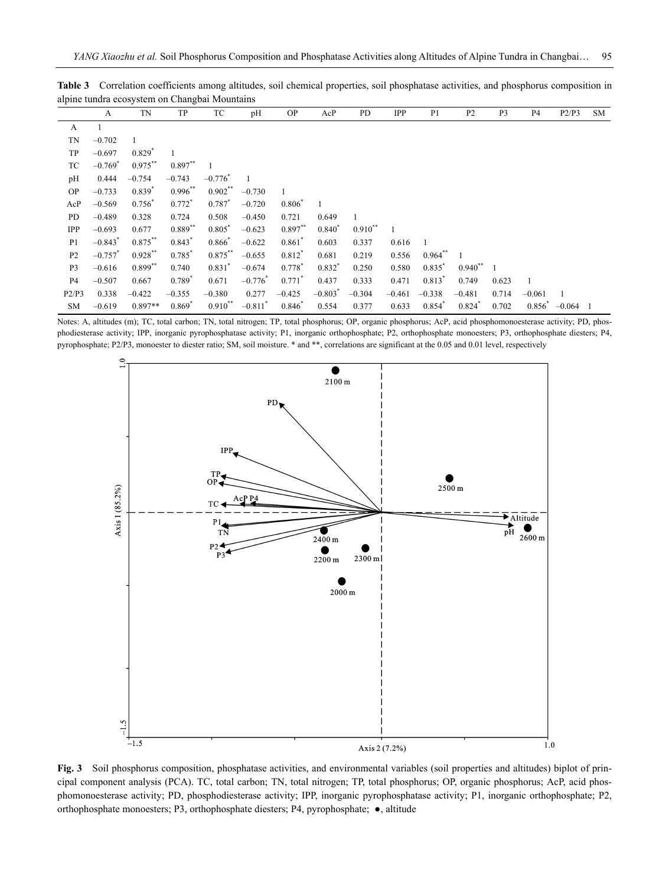**Table 3** Correlation coefficients among altitudes, soil chemical properties, soil phosphatase activities, and phosphorus composition in alpine tundra ecosystem on Changbai Mountains

| | A | TN | TP | TC | pH | OP | AcP | PD | IPP | P1 | P2 | P3 | P4 | P2/P3 | SM |
|---|---|---|---|---|---|---|---|---|---|---|---|---|---|---|---|
| A | 1 | | | | | | | | | | | | | | |
| TN | –0.702 | 1 | | | | | | | | | | | | | |
| TP | –0.697 | 0.829* | 1 | | | | | | | | | | | | |
| TC | –0.769* | 0.975** | 0.897** | 1 | | | | | | | | | | | |
| pH | 0.444 | –0.754 | –0.743 | –0.776* | 1 | | | | | | | | | | |
| OP | –0.733 | 0.839* | 0.996** | 0.902** | –0.730 | 1 | | | | | | | | | |
| AcP | –0.569 | 0.756* | 0.772* | 0.787* | –0.720 | 0.806* | 1 | | | | | | | | |
| PD | –0.489 | 0.328 | 0.724 | 0.508 | –0.450 | 0.721 | 0.649 | 1 | | | | | | | |
| IPP | –0.693 | 0.677 | 0.889** | 0.805* | –0.623 | 0.897** | 0.840* | 0.910** | 1 | | | | | | |
| P1 | –0.843* | 0.875** | 0.843* | 0.866* | –0.622 | 0.861* | 0.603 | 0.337 | 0.616 | 1 | | | | | |
| P2 | –0.757* | 0.928** | 0.785* | 0.875** | –0.655 | 0.812* | 0.681 | 0.219 | 0.556 | 0.964** | 1 | | | | |
| P3 | –0.616 | 0.899** | 0.740 | 0.831* | –0.674 | 0.778* | 0.832* | 0.250 | 0.580 | 0.835* | 0.940** | 1 | | | |
| P4 | –0.507 | 0.667 | 0.789* | 0.671 | –0.776* | 0.771* | 0.437 | 0.333 | 0.471 | 0.813* | 0.749 | 0.623 | 1 | | |
| P2/P3 | 0.338 | –0.422 | –0.355 | –0.380 | 0.277 | –0.425 | –0.803* | –0.304 | –0.461 | –0.338 | –0.481 | 0.714 | –0.061 | 1 | |
| SM | –0.619 | 0.897** | 0.869* | 0.910** | –0.811* | 0.846* | 0.554 | 0.377 | 0.633 | 0.854* | 0.824* | 0.702 | 0.856* | –0.064 | 1 |

Notes: A, altitudes (m); TC, total carbon; TN, total nitrogen; TP, total phosphorus; OP, organic phosphorus; AcP, acid phosphomonoesterase activity; PD, phosphodiesterase activity; IPP, inorganic pyrophosphatase activity; P1, inorganic orthophosphate; P2, orthophosphate monoesters; P3, orthophosphate diesters; P4, pyrophosphate; P2/P3, monoester to diester ratio; SM, soil moisture. * and **, correlations are significant at the 0.05 and 0.01 level, respectively

**Fig. 3** Soil phosphorus composition, phosphatase activities, and environmental variables (soil properties and altitudes) biplot of principal component analysis (PCA). TC, total carbon; TN, total nitrogen; TP, total phosphorus; OP, organic phosphorus; AcP, acid phosphomonoesterase activity; PD, phosphodiesterase activity; IPP, inorganic pyrophosphatase activity; P1, inorganic orthophosphate; P2, orthophosphate monoesters; P3, orthophosphate diesters; P4, pyrophosphate; ●, altitude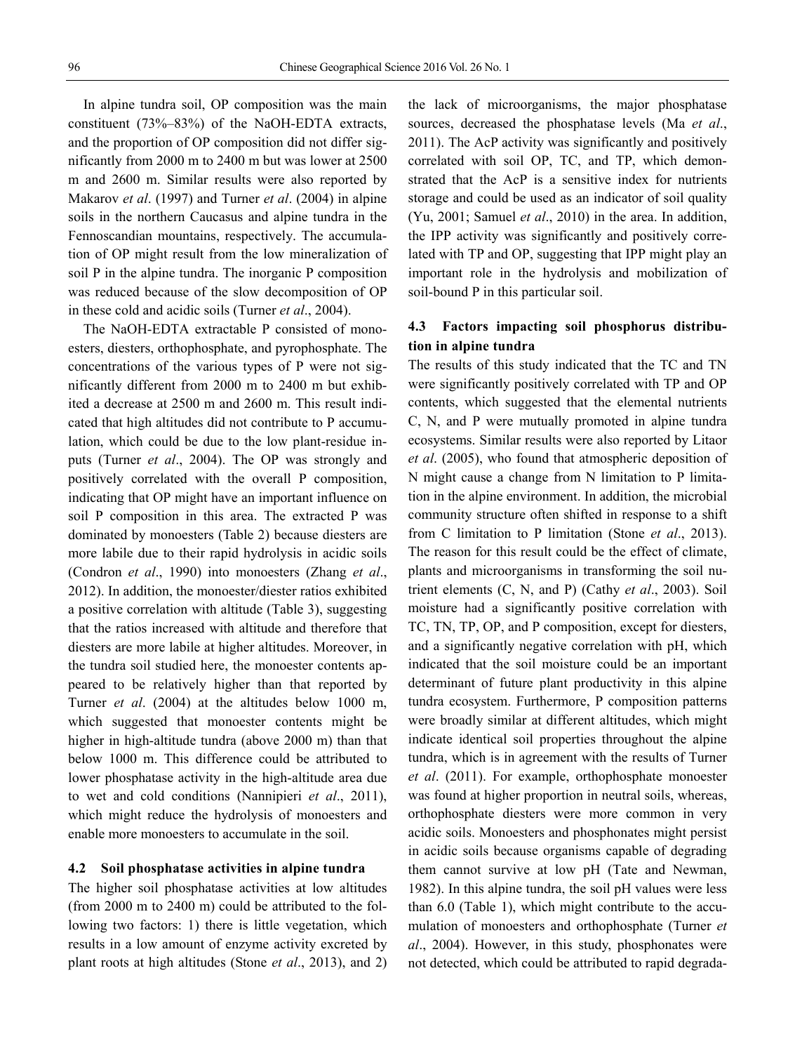In alpine tundra soil, OP composition was the main constituent (73%–83%) of the NaOH-EDTA extracts, and the proportion of OP composition did not differ significantly from 2000 m to 2400 m but was lower at 2500 m and 2600 m. Similar results were also reported by Makarov *et al*. (1997) and Turner *et al*. (2004) in alpine soils in the northern Caucasus and alpine tundra in the Fennoscandian mountains, respectively. The accumulation of OP might result from the low mineralization of soil P in the alpine tundra. The inorganic P composition was reduced because of the slow decomposition of OP in these cold and acidic soils (Turner *et al*., 2004).

The NaOH-EDTA extractable P consisted of monoesters, diesters, orthophosphate, and pyrophosphate. The concentrations of the various types of P were not significantly different from 2000 m to 2400 m but exhibited a decrease at 2500 m and 2600 m. This result indicated that high altitudes did not contribute to P accumulation, which could be due to the low plant-residue inputs (Turner *et al*., 2004). The OP was strongly and positively correlated with the overall P composition, indicating that OP might have an important influence on soil P composition in this area. The extracted P was dominated by monoesters (Table 2) because diesters are more labile due to their rapid hydrolysis in acidic soils (Condron *et al*., 1990) into monoesters (Zhang *et al*., 2012). In addition, the monoester/diester ratios exhibited a positive correlation with altitude (Table 3), suggesting that the ratios increased with altitude and therefore that diesters are more labile at higher altitudes. Moreover, in the tundra soil studied here, the monoester contents appeared to be relatively higher than that reported by Turner *et al*. (2004) at the altitudes below 1000 m, which suggested that monoester contents might be higher in high-altitude tundra (above 2000 m) than that below 1000 m. This difference could be attributed to lower phosphatase activity in the high-altitude area due to wet and cold conditions (Nannipieri *et al*., 2011), which might reduce the hydrolysis of monoesters and enable more monoesters to accumulate in the soil.

### 4.2 Soil phosphatase activities in alpine tundra

The higher soil phosphatase activities at low altitudes (from 2000 m to 2400 m) could be attributed to the following two factors: 1) there is little vegetation, which results in a low amount of enzyme activity excreted by plant roots at high altitudes (Stone *et al*., 2013), and 2) the lack of microorganisms, the major phosphatase sources, decreased the phosphatase levels (Ma *et al*., 2011). The AcP activity was significantly and positively correlated with soil OP, TC, and TP, which demonstrated that the AcP is a sensitive index for nutrients storage and could be used as an indicator of soil quality (Yu, 2001; Samuel *et al*., 2010) in the area. In addition, the IPP activity was significantly and positively correlated with TP and OP, suggesting that IPP might play an important role in the hydrolysis and mobilization of soil-bound P in this particular soil.

### 4.3 Factors impacting soil phosphorus distribution in alpine tundra

The results of this study indicated that the TC and TN were significantly positively correlated with TP and OP contents, which suggested that the elemental nutrients C, N, and P were mutually promoted in alpine tundra ecosystems. Similar results were also reported by Litaor *et al*. (2005), who found that atmospheric deposition of N might cause a change from N limitation to P limitation in the alpine environment. In addition, the microbial community structure often shifted in response to a shift from C limitation to P limitation (Stone *et al*., 2013). The reason for this result could be the effect of climate, plants and microorganisms in transforming the soil nutrient elements (C, N, and P) (Cathy *et al*., 2003). Soil moisture had a significantly positive correlation with TC, TN, TP, OP, and P composition, except for diesters, and a significantly negative correlation with pH, which indicated that the soil moisture could be an important determinant of future plant productivity in this alpine tundra ecosystem. Furthermore, P composition patterns were broadly similar at different altitudes, which might indicate identical soil properties throughout the alpine tundra, which is in agreement with the results of Turner *et al*. (2011). For example, orthophosphate monoester was found at higher proportion in neutral soils, whereas, orthophosphate diesters were more common in very acidic soils. Monoesters and phosphonates might persist in acidic soils because organisms capable of degrading them cannot survive at low pH (Tate and Newman, 1982). In this alpine tundra, the soil pH values were less than 6.0 (Table 1), which might contribute to the accumulation of monoesters and orthophosphate (Turner *et al*., 2004). However, in this study, phosphonates were not detected, which could be attributed to rapid degrada-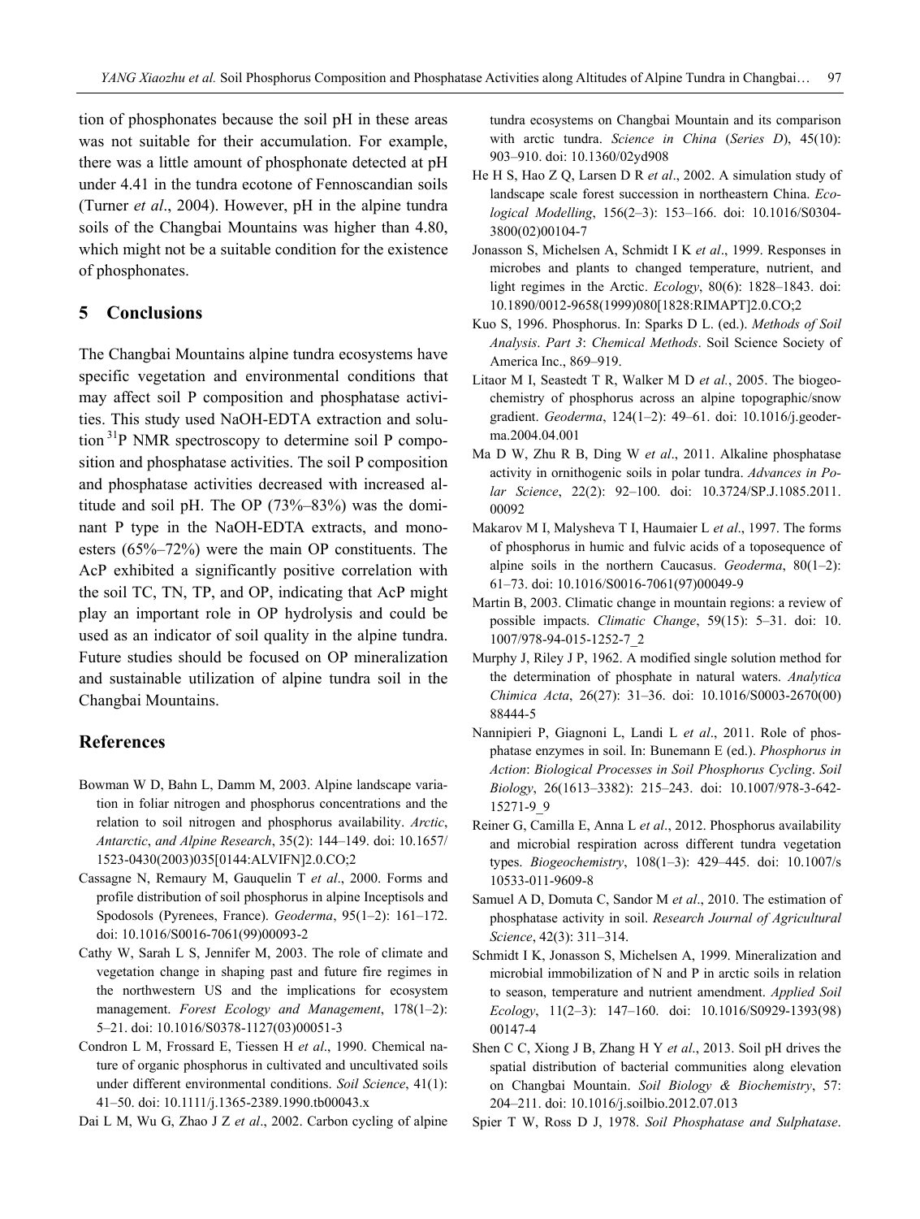tion of phosphonates because the soil pH in these areas was not suitable for their accumulation. For example, there was a little amount of phosphonate detected at pH under 4.41 in the tundra ecotone of Fennoscandian soils (Turner *et al*., 2004). However, pH in the alpine tundra soils of the Changbai Mountains was higher than 4.80, which might not be a suitable condition for the existence of phosphonates.

## 5 Conclusions

The Changbai Mountains alpine tundra ecosystems have specific vegetation and environmental conditions that may affect soil P composition and phosphatase activities. This study used NaOH-EDTA extraction and solution $^{31}$P NMR spectroscopy to determine soil P composition and phosphatase activities. The soil P composition and phosphatase activities decreased with increased altitude and soil pH. The OP (73%–83%) was the dominant P type in the NaOH-EDTA extracts, and monoesters (65%–72%) were the main OP constituents. The AcP exhibited a significantly positive correlation with the soil TC, TN, TP, and OP, indicating that AcP might play an important role in OP hydrolysis and could be used as an indicator of soil quality in the alpine tundra. Future studies should be focused on OP mineralization and sustainable utilization of alpine tundra soil in the Changbai Mountains.

## References

Bowman W D, Bahn L, Damm M, 2003. Alpine landscape variation in foliar nitrogen and phosphorus concentrations and the relation to soil nitrogen and phosphorus availability. *Arctic, Antarctic, and Alpine Research*, 35(2): 144–149. doi: 10.1657/1523-0430(2003)035[0144:ALVIFN]2.0.CO;2

Cassagne N, Remaury M, Gauquelin T *et al*., 2000. Forms and profile distribution of soil phosphorus in alpine Inceptisols and Spodosols (Pyrenees, France). *Geoderma*, 95(1–2): 161–172. doi: 10.1016/S0016-7061(99)00093-2

Cathy W, Sarah L S, Jennifer M, 2003. The role of climate and vegetation change in shaping past and future fire regimes in the northwestern US and the implications for ecosystem management. *Forest Ecology and Management*, 178(1–2): 5–21. doi: 10.1016/S0378-1127(03)00051-3

Condron L M, Frossard E, Tiessen H *et al*., 1990. Chemical nature of organic phosphorus in cultivated and uncultivated soils under different environmental conditions. *Soil Science*, 41(1): 41–50. doi: 10.1111/j.1365-2389.1990.tb00043.x

Dai L M, Wu G, Zhao J Z *et al*., 2002. Carbon cycling of alpine tundra ecosystems on Changbai Mountain and its comparison with arctic tundra. *Science in China* (*Series D*), 45(10): 903–910. doi: 10.1360/02yd908

He H S, Hao Z Q, Larsen D R *et al*., 2002. A simulation study of landscape scale forest succession in northeastern China. *Ecological Modelling*, 156(2–3): 153–166. doi: 10.1016/S0304-3800(02)00104-7

Jonasson S, Michelsen A, Schmidt I K *et al*., 1999. Responses in microbes and plants to changed temperature, nutrient, and light regimes in the Arctic. *Ecology*, 80(6): 1828–1843. doi: 10.1890/0012-9658(1999)080[1828:RIMAPT]2.0.CO;2

Kuo S, 1996. Phosphorus. In: Sparks D L. (ed.). *Methods of Soil Analysis*. *Part 3*: *Chemical Methods*. Soil Science Society of America Inc., 869–919.

Litaor M I, Seastedt T R, Walker M D *et al.*, 2005. The biogeochemistry of phosphorus across an alpine topographic/snow gradient. *Geoderma*, 124(1–2): 49–61. doi: 10.1016/j.geoderma.2004.04.001

Ma D W, Zhu R B, Ding W *et al*., 2011. Alkaline phosphatase activity in ornithogenic soils in polar tundra. *Advances in Polar Science*, 22(2): 92–100. doi: 10.3724/SP.J.1085.2011.00092

Makarov M I, Malysheva T I, Haumaier L *et al*., 1997. The forms of phosphorus in humic and fulvic acids of a toposequence of alpine soils in the northern Caucasus. *Geoderma*, 80(1–2): 61–73. doi: 10.1016/S0016-7061(97)00049-9

Martin B, 2003. Climatic change in mountain regions: a review of possible impacts. *Climatic Change*, 59(15): 5–31. doi: 10.1007/978-94-015-1252-7_2

Murphy J, Riley J P, 1962. A modified single solution method for the determination of phosphate in natural waters. *Analytica Chimica Acta*, 26(27): 31–36. doi: 10.1016/S0003-2670(00)88444-5

Nannipieri P, Giagnoni L, Landi L *et al*., 2011. Role of phosphatase enzymes in soil. In: Bunemann E (ed.). *Phosphorus in Action*: *Biological Processes in Soil Phosphorus Cycling*. *Soil Biology*, 26(1613–3382): 215–243. doi: 10.1007/978-3-642-15271-9_9

Reiner G, Camilla E, Anna L *et al*., 2012. Phosphorus availability and microbial respiration across different tundra vegetation types. *Biogeochemistry*, 108(1–3): 429–445. doi: 10.1007/s10533-011-9609-8

Samuel A D, Domuta C, Sandor M *et al*., 2010. The estimation of phosphatase activity in soil. *Research Journal of Agricultural Science*, 42(3): 311–314.

Schmidt I K, Jonasson S, Michelsen A, 1999. Mineralization and microbial immobilization of N and P in arctic soils in relation to season, temperature and nutrient amendment. *Applied Soil Ecology*, 11(2–3): 147–160. doi: 10.1016/S0929-1393(98)00147-4

Shen C C, Xiong J B, Zhang H Y *et al*., 2013. Soil pH drives the spatial distribution of bacterial communities along elevation on Changbai Mountain. *Soil Biology & Biochemistry*, 57: 204–211. doi: 10.1016/j.soilbio.2012.07.013

Spier T W, Ross D J, 1978. *Soil Phosphatase and Sulphatase*.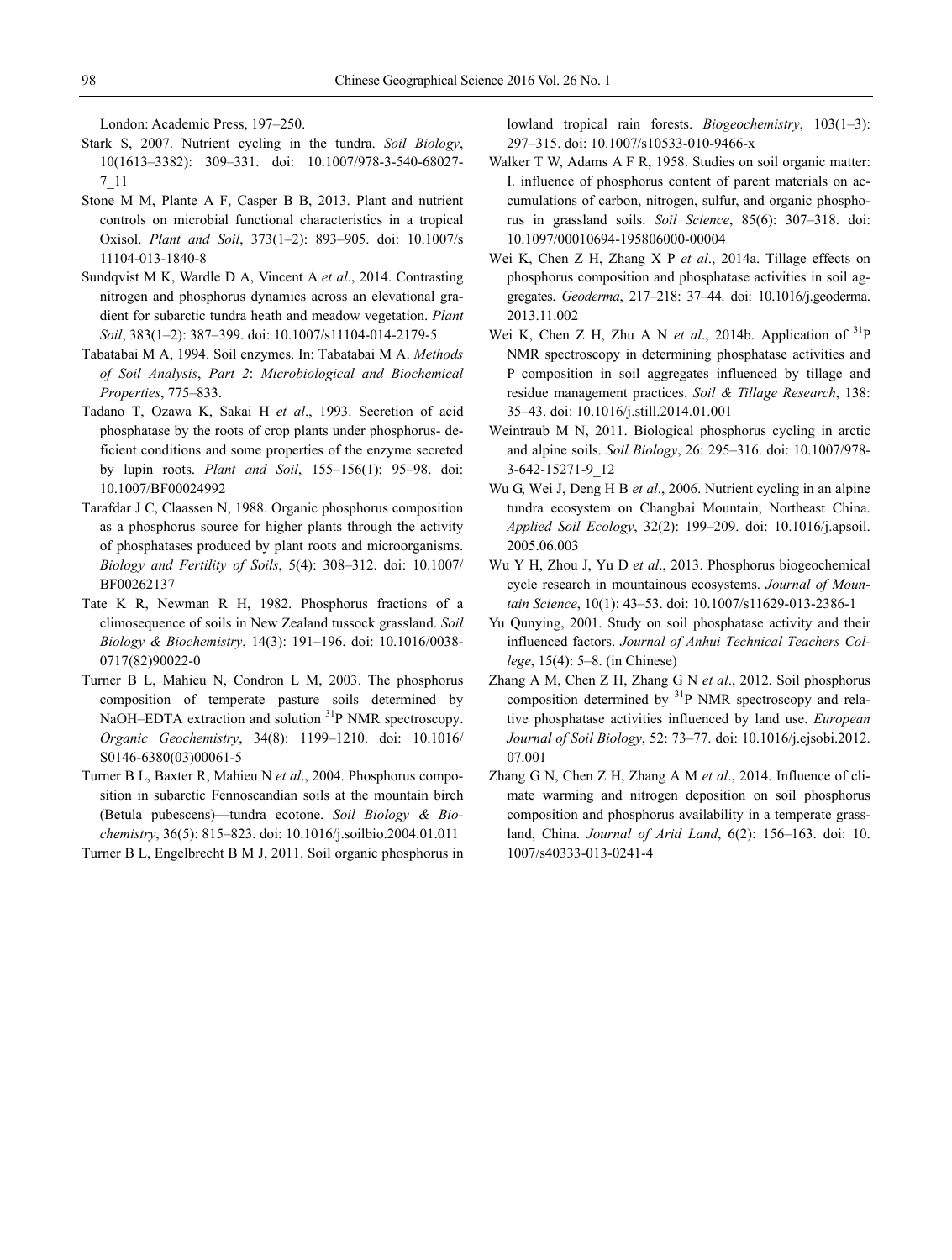London: Academic Press, 197–250.

Stark S, 2007. Nutrient cycling in the tundra. *Soil Biology*, 10(1613–3382): 309–331. doi: 10.1007/978-3-540-68027-7_11

Stone M M, Plante A F, Casper B B, 2013. Plant and nutrient controls on microbial functional characteristics in a tropical Oxisol. *Plant and Soil*, 373(1–2): 893–905. doi: 10.1007/s11104-013-1840-8

Sundqvist M K, Wardle D A, Vincent A *et al*., 2014. Contrasting nitrogen and phosphorus dynamics across an elevational gradient for subarctic tundra heath and meadow vegetation. *Plant Soil*, 383(1–2): 387–399. doi: 10.1007/s11104-014-2179-5

Tabatabai M A, 1994. Soil enzymes. In: Tabatabai M A. *Methods of Soil Analysis*, *Part 2*: *Microbiological and Biochemical Properties*, 775–833.

Tadano T, Ozawa K, Sakai H *et al*., 1993. Secretion of acid phosphatase by the roots of crop plants under phosphorus- deficient conditions and some properties of the enzyme secreted by lupin roots. *Plant and Soil*, 155–156(1): 95–98. doi: 10.1007/BF00024992

Tarafdar J C, Claassen N, 1988. Organic phosphorus composition as a phosphorus source for higher plants through the activity of phosphatases produced by plant roots and microorganisms. *Biology and Fertility of Soils*, 5(4): 308–312. doi: 10.1007/BF00262137

Tate K R, Newman R H, 1982. Phosphorus fractions of a climosequence of soils in New Zealand tussock grassland. *Soil Biology & Biochemistry*, 14(3): 191–196. doi: 10.1016/0038-0717(82)90022-0

Turner B L, Mahieu N, Condron L M, 2003. The phosphorus composition of temperate pasture soils determined by NaOH–EDTA extraction and solution $^{31}$P NMR spectroscopy. *Organic Geochemistry*, 34(8): 1199–1210. doi: 10.1016/S0146-6380(03)00061-5

Turner B L, Baxter R, Mahieu N *et al*., 2004. Phosphorus composition in subarctic Fennoscandian soils at the mountain birch (Betula pubescens)—tundra ecotone. *Soil Biology & Biochemistry*, 36(5): 815–823. doi: 10.1016/j.soilbio.2004.01.011

Turner B L, Engelbrecht B M J, 2011. Soil organic phosphorus in lowland tropical rain forests. *Biogeochemistry*, 103(1–3): 297–315. doi: 10.1007/s10533-010-9466-x

Walker T W, Adams A F R, 1958. Studies on soil organic matter: I. influence of phosphorus content of parent materials on accumulations of carbon, nitrogen, sulfur, and organic phosphorus in grassland soils. *Soil Science*, 85(6): 307–318. doi: 10.1097/00010694-195806000-00004

Wei K, Chen Z H, Zhang X P *et al*., 2014a. Tillage effects on phosphorus composition and phosphatase activities in soil aggregates. *Geoderma*, 217–218: 37–44. doi: 10.1016/j.geoderma.2013.11.002

Wei K, Chen Z H, Zhu A N *et al*., 2014b. Application of $^{31}$P NMR spectroscopy in determining phosphatase activities and P composition in soil aggregates influenced by tillage and residue management practices. *Soil & Tillage Research*, 138: 35–43. doi: 10.1016/j.still.2014.01.001

Weintraub M N, 2011. Biological phosphorus cycling in arctic and alpine soils. *Soil Biology*, 26: 295–316. doi: 10.1007/978-3-642-15271-9_12

Wu G, Wei J, Deng H B *et al*., 2006. Nutrient cycling in an alpine tundra ecosystem on Changbai Mountain, Northeast China. *Applied Soil Ecology*, 32(2): 199–209. doi: 10.1016/j.apsoil.2005.06.003

Wu Y H, Zhou J, Yu D *et al*., 2013. Phosphorus biogeochemical cycle research in mountainous ecosystems. *Journal of Mountain Science*, 10(1): 43–53. doi: 10.1007/s11629-013-2386-1

Yu Qunying, 2001. Study on soil phosphatase activity and their influenced factors. *Journal of Anhui Technical Teachers College*, 15(4): 5–8. (in Chinese)

Zhang A M, Chen Z H, Zhang G N *et al*., 2012. Soil phosphorus composition determined by $^{31}$P NMR spectroscopy and relative phosphatase activities influenced by land use. *European Journal of Soil Biology*, 52: 73–77. doi: 10.1016/j.ejsobi.2012.07.001

Zhang G N, Chen Z H, Zhang A M *et al*., 2014. Influence of climate warming and nitrogen deposition on soil phosphorus composition and phosphorus availability in a temperate grassland, China. *Journal of Arid Land*, 6(2): 156–163. doi: 10.1007/s40333-013-0241-4